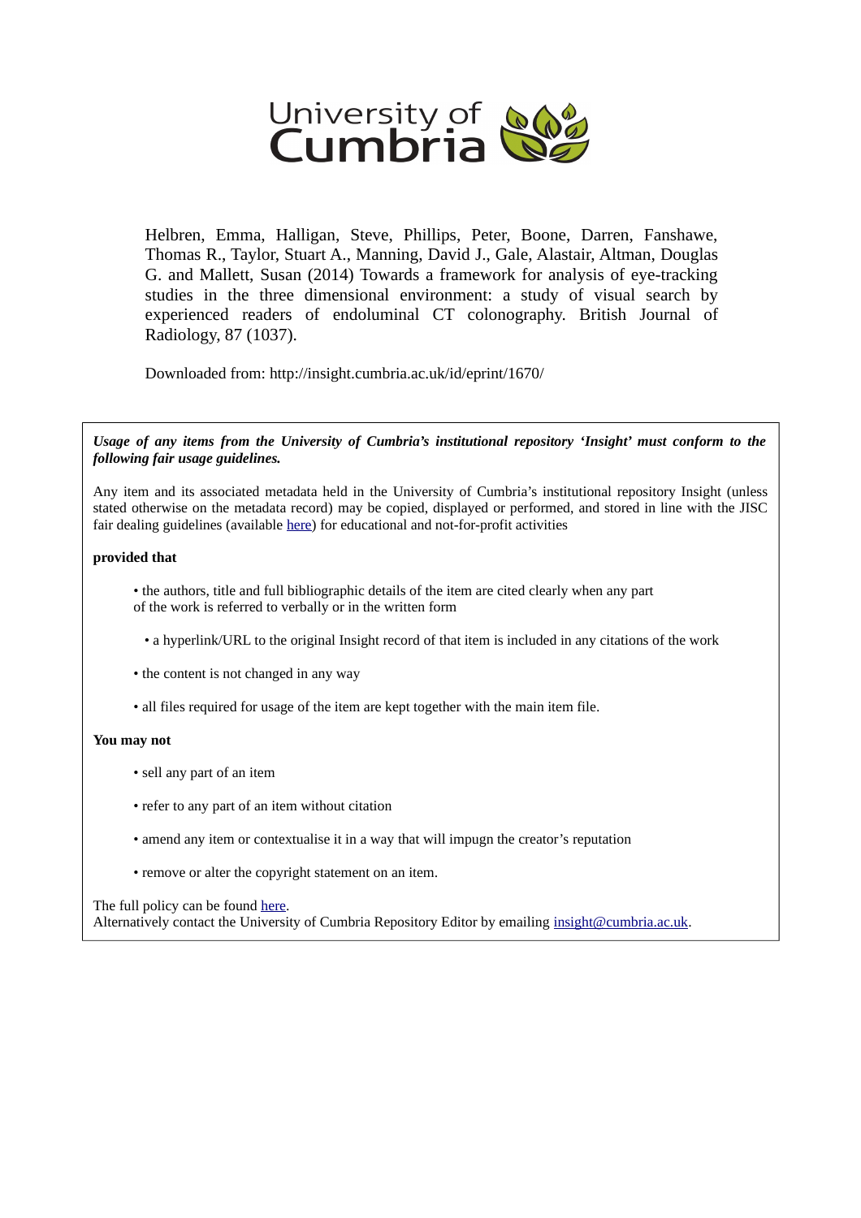University of Cumbria

Helbren, Emma, Halligan, Steve, Phillips, Peter, Boone, Darren, Fanshawe, Thomas R., Taylor, Stuart A., Manning, David J., Gale, Alastair, Altman, Douglas G. and Mallett, Susan (2014) Towards a framework for analysis of eye-tracking studies in the three dimensional environment: a study of visual search by experienced readers of endoluminal CT colonography. British Journal of Radiology, 87 (1037).

Downloaded from: http://insight.cumbria.ac.uk/id/eprint/1670/

***Usage of any items from the University of Cumbria's institutional repository 'Insight' must conform to the following fair usage guidelines.***

Any item and its associated metadata held in the University of Cumbria's institutional repository Insight (unless stated otherwise on the metadata record) may be copied, displayed or performed, and stored in line with the JISC fair dealing guidelines (available here) for educational and not-for-profit activities

**provided that**

- the authors, title and full bibliographic details of the item are cited clearly when any part of the work is referred to verbally or in the written form
- a hyperlink/URL to the original Insight record of that item is included in any citations of the work
- the content is not changed in any way
- all files required for usage of the item are kept together with the main item file.

**You may not**

- sell any part of an item
- refer to any part of an item without citation
- amend any item or contextualise it in a way that will impugn the creator's reputation
- remove or alter the copyright statement on an item.

The full policy can be found here.
Alternatively contact the University of Cumbria Repository Editor by emailing insight@cumbria.ac.uk.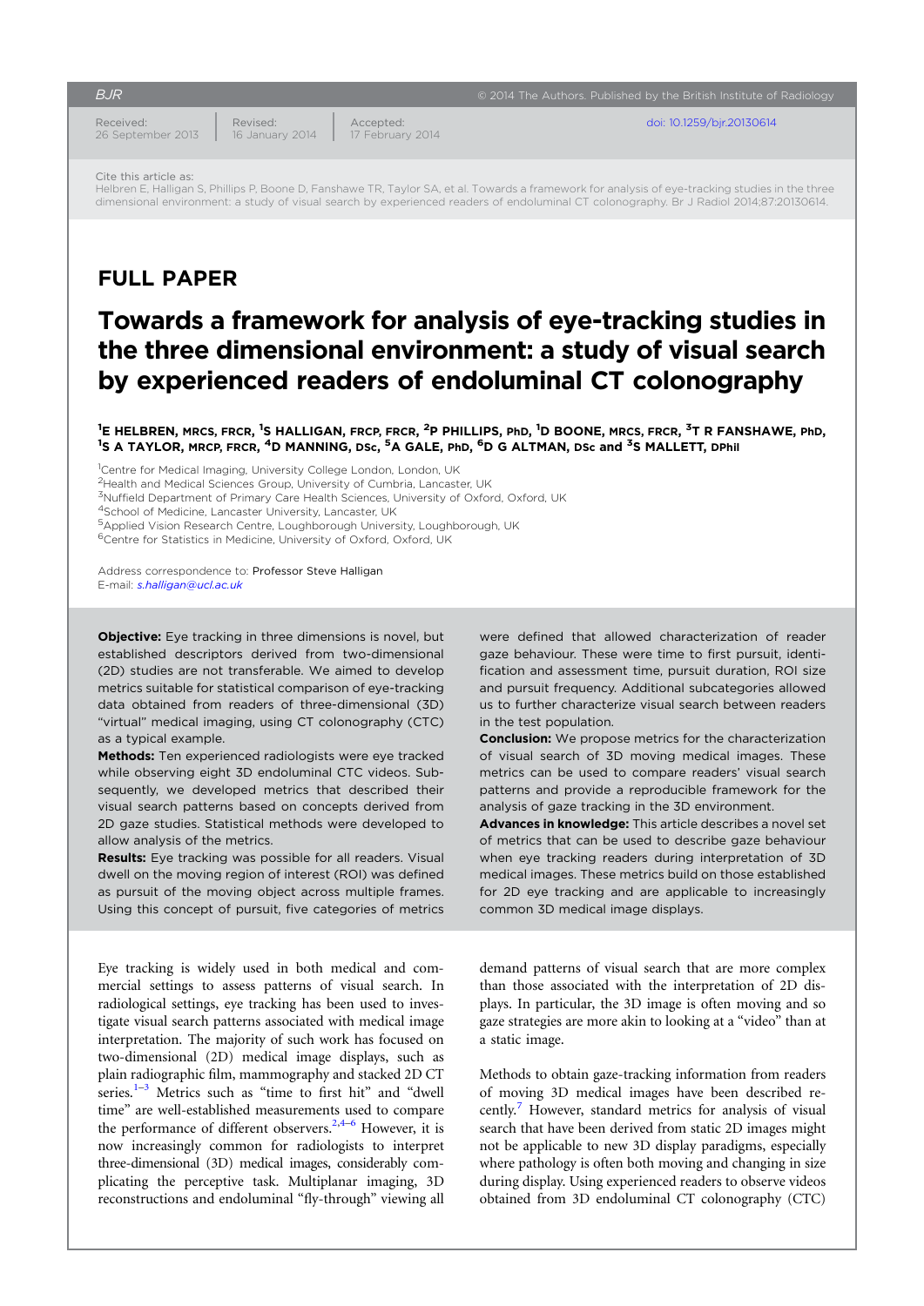Received: 26 September 2013 | Revised: 16 January 2014 | Accepted: 17 February 2014

doi: 10.1259/bjr.20130614

Cite this article as:
Helbren E, Halligan S, Phillips P, Boone D, Fanshawe TR, Taylor SA, et al. Towards a framework for analysis of eye-tracking studies in the three dimensional environment: a study of visual search by experienced readers of endoluminal CT colonography. Br J Radiol 2014;87:20130614.

## FULL PAPER

# Towards a framework for analysis of eye-tracking studies in the three dimensional environment: a study of visual search by experienced readers of endoluminal CT colonography

[1]E HELBREN, MRCS, FRCR, [1]S HALLIGAN, FRCP, FRCR, [2]P PHILLIPS, PhD, [1]D BOONE, MRCS, FRCR, [3]T R FANSHAWE, PhD, [1]S A TAYLOR, MRCP, FRCR, [4]D MANNING, DSc, [5]A GALE, PhD, [6]D G ALTMAN, DSc and [3]S MALLETT, DPhil

[1]Centre for Medical Imaging, University College London, London, UK
[2]Health and Medical Sciences Group, University of Cumbria, Lancaster, UK
[3]Nuffield Department of Primary Care Health Sciences, University of Oxford, Oxford, UK
[4]School of Medicine, Lancaster University, Lancaster, UK
[5]Applied Vision Research Centre, Loughborough University, Loughborough, UK
[6]Centre for Statistics in Medicine, University of Oxford, Oxford, UK

Address correspondence to: Professor Steve Halligan
E-mail: *s.halligan@ucl.ac.uk*

**Objective:** Eye tracking in three dimensions is novel, but established descriptors derived from two-dimensional (2D) studies are not transferable. We aimed to develop metrics suitable for statistical comparison of eye-tracking data obtained from readers of three-dimensional (3D) "virtual" medical imaging, using CT colonography (CTC) as a typical example.

**Methods:** Ten experienced radiologists were eye tracked while observing eight 3D endoluminal CTC videos. Subsequently, we developed metrics that described their visual search patterns based on concepts derived from 2D gaze studies. Statistical methods were developed to allow analysis of the metrics.

**Results:** Eye tracking was possible for all readers. Visual dwell on the moving region of interest (ROI) was defined as pursuit of the moving object across multiple frames. Using this concept of pursuit, five categories of metrics were defined that allowed characterization of reader gaze behaviour. These were time to first pursuit, identification and assessment time, pursuit duration, ROI size and pursuit frequency. Additional subcategories allowed us to further characterize visual search between readers in the test population.

**Conclusion:** We propose metrics for the characterization of visual search of 3D moving medical images. These metrics can be used to compare readers' visual search patterns and provide a reproducible framework for the analysis of gaze tracking in the 3D environment.

**Advances in knowledge:** This article describes a novel set of metrics that can be used to describe gaze behaviour when eye tracking readers during interpretation of 3D medical images. These metrics build on those established for 2D eye tracking and are applicable to increasingly common 3D medical image displays.

Eye tracking is widely used in both medical and commercial settings to assess patterns of visual search. In radiological settings, eye tracking has been used to investigate visual search patterns associated with medical image interpretation. The majority of such work has focused on two-dimensional (2D) medical image displays, such as plain radiographic film, mammography and stacked 2D CT series.[1–3] Metrics such as "time to first hit" and "dwell time" are well-established measurements used to compare the performance of different observers.[2,4–6] However, it is now increasingly common for radiologists to interpret three-dimensional (3D) medical images, considerably complicating the perceptive task. Multiplanar imaging, 3D reconstructions and endoluminal "fly-through" viewing all demand patterns of visual search that are more complex than those associated with the interpretation of 2D displays. In particular, the 3D image is often moving and so gaze strategies are more akin to looking at a "video" than at a static image.

Methods to obtain gaze-tracking information from readers of moving 3D medical images have been described recently.[7] However, standard metrics for analysis of visual search that have been derived from static 2D images might not be applicable to new 3D display paradigms, especially where pathology is often both moving and changing in size during display. Using experienced readers to observe videos obtained from 3D endoluminal CT colonography (CTC)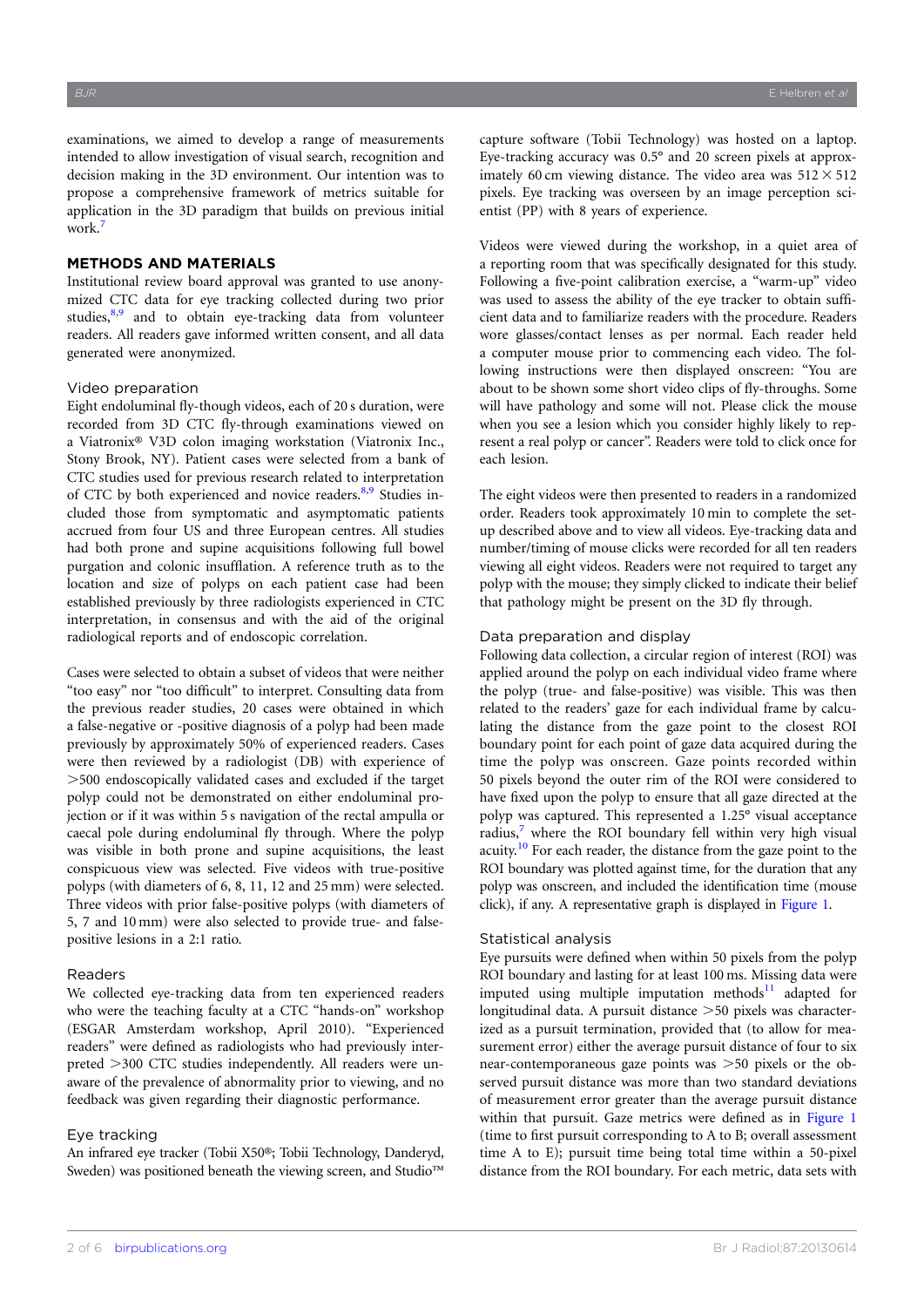examinations, we aimed to develop a range of measurements intended to allow investigation of visual search, recognition and decision making in the 3D environment. Our intention was to propose a comprehensive framework of metrics suitable for application in the 3D paradigm that builds on previous initial work.[7]

## METHODS AND MATERIALS

Institutional review board approval was granted to use anonymized CTC data for eye tracking collected during two prior studies,[8,9] and to obtain eye-tracking data from volunteer readers. All readers gave informed written consent, and all data generated were anonymized.

### Video preparation

Eight endoluminal fly-though videos, each of 20 s duration, were recorded from 3D CTC fly-through examinations viewed on a Viatronix® V3D colon imaging workstation (Viatronix Inc., Stony Brook, NY). Patient cases were selected from a bank of CTC studies used for previous research related to interpretation of CTC by both experienced and novice readers.[8,9] Studies included those from symptomatic and asymptomatic patients accrued from four US and three European centres. All studies had both prone and supine acquisitions following full bowel purgation and colonic insufflation. A reference truth as to the location and size of polyps on each patient case had been established previously by three radiologists experienced in CTC interpretation, in consensus and with the aid of the original radiological reports and of endoscopic correlation.

Cases were selected to obtain a subset of videos that were neither "too easy" nor "too difficult" to interpret. Consulting data from the previous reader studies, 20 cases were obtained in which a false-negative or -positive diagnosis of a polyp had been made previously by approximately 50% of experienced readers. Cases were then reviewed by a radiologist (DB) with experience of >500 endoscopically validated cases and excluded if the target polyp could not be demonstrated on either endoluminal projection or if it was within 5 s navigation of the rectal ampulla or caecal pole during endoluminal fly through. Where the polyp was visible in both prone and supine acquisitions, the least conspicuous view was selected. Five videos with true-positive polyps (with diameters of 6, 8, 11, 12 and 25 mm) were selected. Three videos with prior false-positive polyps (with diameters of 5, 7 and 10 mm) were also selected to provide true- and false-positive lesions in a 2:1 ratio.

### Readers

We collected eye-tracking data from ten experienced readers who were the teaching faculty at a CTC "hands-on" workshop (ESGAR Amsterdam workshop, April 2010). "Experienced readers" were defined as radiologists who had previously interpreted >300 CTC studies independently. All readers were unaware of the prevalence of abnormality prior to viewing, and no feedback was given regarding their diagnostic performance.

### Eye tracking

An infrared eye tracker (Tobii X50®; Tobii Technology, Danderyd, Sweden) was positioned beneath the viewing screen, and Studio™ capture software (Tobii Technology) was hosted on a laptop. Eye-tracking accuracy was 0.5° and 20 screen pixels at approximately 60 cm viewing distance. The video area was 512 × 512 pixels. Eye tracking was overseen by an image perception scientist (PP) with 8 years of experience.

Videos were viewed during the workshop, in a quiet area of a reporting room that was specifically designated for this study. Following a five-point calibration exercise, a "warm-up" video was used to assess the ability of the eye tracker to obtain sufficient data and to familiarize readers with the procedure. Readers wore glasses/contact lenses as per normal. Each reader held a computer mouse prior to commencing each video. The following instructions were then displayed onscreen: "You are about to be shown some short video clips of fly-throughs. Some will have pathology and some will not. Please click the mouse when you see a lesion which you consider highly likely to represent a real polyp or cancer". Readers were told to click once for each lesion.

The eight videos were then presented to readers in a randomized order. Readers took approximately 10 min to complete the set-up described above and to view all videos. Eye-tracking data and number/timing of mouse clicks were recorded for all ten readers viewing all eight videos. Readers were not required to target any polyp with the mouse; they simply clicked to indicate their belief that pathology might be present on the 3D fly through.

### Data preparation and display

Following data collection, a circular region of interest (ROI) was applied around the polyp on each individual video frame where the polyp (true- and false-positive) was visible. This was then related to the readers' gaze for each individual frame by calculating the distance from the gaze point to the closest ROI boundary point for each point of gaze data acquired during the time the polyp was onscreen. Gaze points recorded within 50 pixels beyond the outer rim of the ROI were considered to have fixed upon the polyp to ensure that all gaze directed at the polyp was captured. This represented a 1.25° visual acceptance radius,[7] where the ROI boundary fell within very high visual acuity.[10] For each reader, the distance from the gaze point to the ROI boundary was plotted against time, for the duration that any polyp was onscreen, and included the identification time (mouse click), if any. A representative graph is displayed in Figure 1.

### Statistical analysis

Eye pursuits were defined when within 50 pixels from the polyp ROI boundary and lasting for at least 100 ms. Missing data were imputed using multiple imputation methods[11] adapted for longitudinal data. A pursuit distance >50 pixels was characterized as a pursuit termination, provided that (to allow for measurement error) either the average pursuit distance of four to six near-contemporaneous gaze points was >50 pixels or the observed pursuit distance was more than two standard deviations of measurement error greater than the average pursuit distance within that pursuit. Gaze metrics were defined as in Figure 1 (time to first pursuit corresponding to A to B; overall assessment time A to E); pursuit time being total time within a 50-pixel distance from the ROI boundary. For each metric, data sets with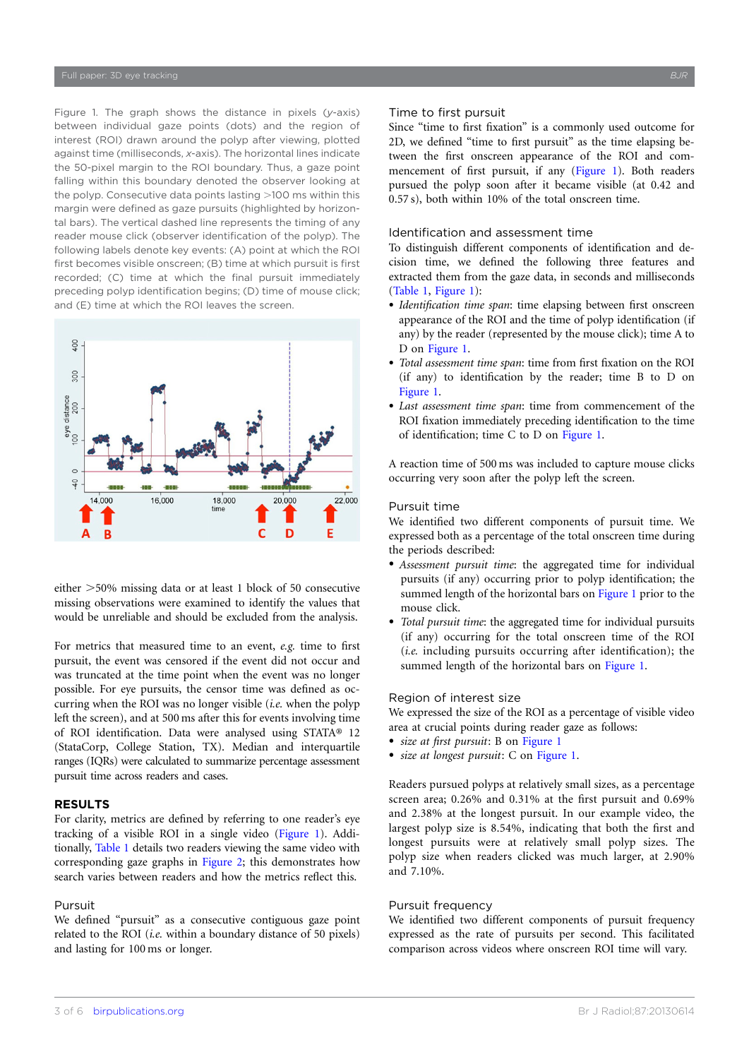Figure 1. The graph shows the distance in pixels (*y*-axis) between individual gaze points (dots) and the region of interest (ROI) drawn around the polyp after viewing, plotted against time (milliseconds, *x*-axis). The horizontal lines indicate the 50-pixel margin to the ROI boundary. Thus, a gaze point falling within this boundary denoted the observer looking at the polyp. Consecutive data points lasting >100 ms within this margin were defined as gaze pursuits (highlighted by horizontal bars). The vertical dashed line represents the timing of any reader mouse click (observer identification of the polyp). The following labels denote key events: (A) point at which the ROI first becomes visible onscreen; (B) time at which pursuit is first recorded; (C) time at which the final pursuit immediately preceding polyp identification begins; (D) time of mouse click; and (E) time at which the ROI leaves the screen.

either >50% missing data or at least 1 block of 50 consecutive missing observations were examined to identify the values that would be unreliable and should be excluded from the analysis.

For metrics that measured time to an event, *e.g.* time to first pursuit, the event was censored if the event did not occur and was truncated at the time point when the event was no longer possible. For eye pursuits, the censor time was defined as occurring when the ROI was no longer visible (*i.e.* when the polyp left the screen), and at 500 ms after this for events involving time of ROI identification. Data were analysed using STATA® 12 (StataCorp, College Station, TX). Median and interquartile ranges (IQRs) were calculated to summarize percentage assessment pursuit time across readers and cases.

## RESULTS

For clarity, metrics are defined by referring to one reader's eye tracking of a visible ROI in a single video (Figure 1). Additionally, Table 1 details two readers viewing the same video with corresponding gaze graphs in Figure 2; this demonstrates how search varies between readers and how the metrics reflect this.

### Pursuit

We defined "pursuit" as a consecutive contiguous gaze point related to the ROI (*i.e.* within a boundary distance of 50 pixels) and lasting for 100 ms or longer.

### Time to first pursuit

Since "time to first fixation" is a commonly used outcome for 2D, we defined "time to first pursuit" as the time elapsing between the first onscreen appearance of the ROI and commencement of first pursuit, if any (Figure 1). Both readers pursued the polyp soon after it became visible (at 0.42 and 0.57 s), both within 10% of the total onscreen time.

### Identification and assessment time

To distinguish different components of identification and decision time, we defined the following three features and extracted them from the gaze data, in seconds and milliseconds (Table 1, Figure 1):

- *Identification time span*: time elapsing between first onscreen appearance of the ROI and the time of polyp identification (if any) by the reader (represented by the mouse click); time A to D on Figure 1.
- *Total assessment time span*: time from first fixation on the ROI (if any) to identification by the reader; time B to D on Figure 1.
- *Last assessment time span*: time from commencement of the ROI fixation immediately preceding identification to the time of identification; time C to D on Figure 1.

A reaction time of 500 ms was included to capture mouse clicks occurring very soon after the polyp left the screen.

### Pursuit time

We identified two different components of pursuit time. We expressed both as a percentage of the total onscreen time during the periods described:

- *Assessment pursuit time*: the aggregated time for individual pursuits (if any) occurring prior to polyp identification; the summed length of the horizontal bars on Figure 1 prior to the mouse click.
- *Total pursuit time*: the aggregated time for individual pursuits (if any) occurring for the total onscreen time of the ROI (*i.e.* including pursuits occurring after identification); the summed length of the horizontal bars on Figure 1.

### Region of interest size

We expressed the size of the ROI as a percentage of visible video area at crucial points during reader gaze as follows:

- *size at first pursuit*: B on Figure 1
- *size at longest pursuit*: C on Figure 1.

Readers pursued polyps at relatively small sizes, as a percentage screen area; 0.26% and 0.31% at the first pursuit and 0.69% and 2.38% at the longest pursuit. In our example video, the largest polyp size is 8.54%, indicating that both the first and longest pursuits were at relatively small polyp sizes. The polyp size when readers clicked was much larger, at 2.90% and 7.10%.

### Pursuit frequency

We identified two different components of pursuit frequency expressed as the rate of pursuits per second. This facilitated comparison across videos where onscreen ROI time will vary.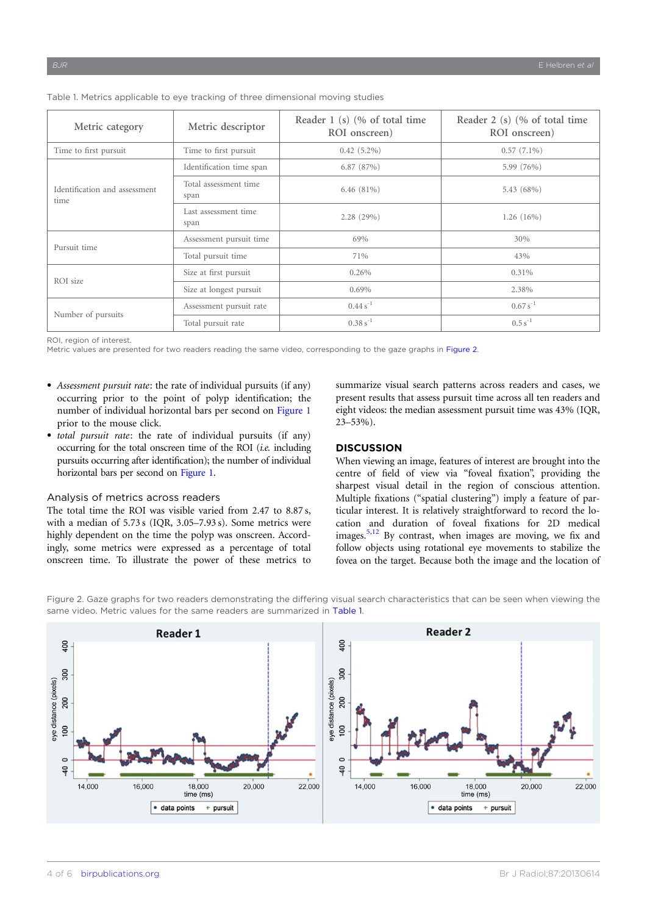Table 1. Metrics applicable to eye tracking of three dimensional moving studies

| Metric category | Metric descriptor | Reader 1 (s) (% of total time ROI onscreen) | Reader 2 (s) (% of total time ROI onscreen) |
|---|---|---|---|
| Time to first pursuit | Time to first pursuit | 0.42 (5.2%) | 0.57 (7.1%) |
| Identification and assessment time | Identification time span | 6.87 (87%) | 5.99 (76%) |
| | Total assessment time span | 6.46 (81%) | 5.43 (68%) |
| | Last assessment time span | 2.28 (29%) | 1.26 (16%) |
| Pursuit time | Assessment pursuit time | 69% | 30% |
| | Total pursuit time | 71% | 43% |
| ROI size | Size at first pursuit | 0.26% | 0.31% |
| | Size at longest pursuit | 0.69% | 2.38% |
| Number of pursuits | Assessment pursuit rate | $0.44\ s^{-1}$ | $0.67\ s^{-1}$ |
| | Total pursuit rate | $0.38\ s^{-1}$ | $0.5\ s^{-1}$ |

ROI, region of interest.
Metric values are presented for two readers reading the same video, corresponding to the gaze graphs in Figure 2.

- *Assessment pursuit rate*: the rate of individual pursuits (if any) occurring prior to the point of polyp identification; the number of individual horizontal bars per second on Figure 1 prior to the mouse click.
- *total pursuit rate*: the rate of individual pursuits (if any) occurring for the total onscreen time of the ROI (*i.e.* including pursuits occurring after identification); the number of individual horizontal bars per second on Figure 1.

### Analysis of metrics across readers

The total time the ROI was visible varied from 2.47 to 8.87 s, with a median of 5.73 s (IQR, 3.05–7.93 s). Some metrics were highly dependent on the time the polyp was onscreen. Accordingly, some metrics were expressed as a percentage of total onscreen time. To illustrate the power of these metrics to summarize visual search patterns across readers and cases, we present results that assess pursuit time across all ten readers and eight videos: the median assessment pursuit time was 43% (IQR, 23–53%).

## DISCUSSION

When viewing an image, features of interest are brought into the centre of field of view via "foveal fixation", providing the sharpest visual detail in the region of conscious attention. Multiple fixations ("spatial clustering") imply a feature of particular interest. It is relatively straightforward to record the location and duration of foveal fixations for 2D medical images.[5,12] By contrast, when images are moving, we fix and follow objects using rotational eye movements to stabilize the fovea on the target. Because both the image and the location of

Figure 2. Gaze graphs for two readers demonstrating the differing visual search characteristics that can be seen when viewing the same video. Metric values for the same readers are summarized in Table 1.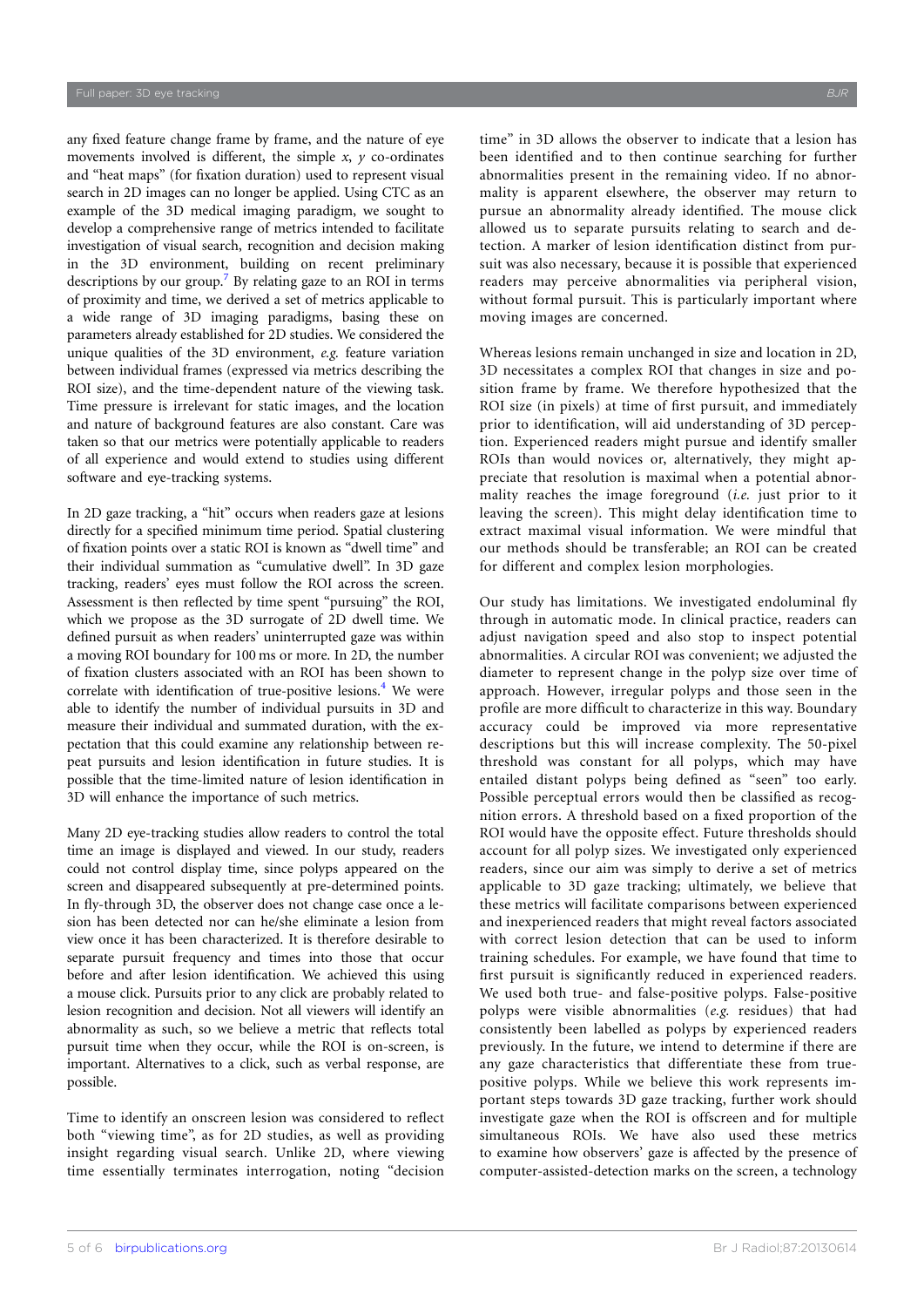any fixed feature change frame by frame, and the nature of eye movements involved is different, the simple *x*, *y* co-ordinates and "heat maps" (for fixation duration) used to represent visual search in 2D images can no longer be applied. Using CTC as an example of the 3D medical imaging paradigm, we sought to develop a comprehensive range of metrics intended to facilitate investigation of visual search, recognition and decision making in the 3D environment, building on recent preliminary descriptions by our group.[7] By relating gaze to an ROI in terms of proximity and time, we derived a set of metrics applicable to a wide range of 3D imaging paradigms, basing these on parameters already established for 2D studies. We considered the unique qualities of the 3D environment, *e.g.* feature variation between individual frames (expressed via metrics describing the ROI size), and the time-dependent nature of the viewing task. Time pressure is irrelevant for static images, and the location and nature of background features are also constant. Care was taken so that our metrics were potentially applicable to readers of all experience and would extend to studies using different software and eye-tracking systems.

In 2D gaze tracking, a "hit" occurs when readers gaze at lesions directly for a specified minimum time period. Spatial clustering of fixation points over a static ROI is known as "dwell time" and their individual summation as "cumulative dwell". In 3D gaze tracking, readers' eyes must follow the ROI across the screen. Assessment is then reflected by time spent "pursuing" the ROI, which we propose as the 3D surrogate of 2D dwell time. We defined pursuit as when readers' uninterrupted gaze was within a moving ROI boundary for 100 ms or more. In 2D, the number of fixation clusters associated with an ROI has been shown to correlate with identification of true-positive lesions.[4] We were able to identify the number of individual pursuits in 3D and measure their individual and summated duration, with the expectation that this could examine any relationship between repeat pursuits and lesion identification in future studies. It is possible that the time-limited nature of lesion identification in 3D will enhance the importance of such metrics.

Many 2D eye-tracking studies allow readers to control the total time an image is displayed and viewed. In our study, readers could not control display time, since polyps appeared on the screen and disappeared subsequently at pre-determined points. In fly-through 3D, the observer does not change case once a lesion has been detected nor can he/she eliminate a lesion from view once it has been characterized. It is therefore desirable to separate pursuit frequency and times into those that occur before and after lesion identification. We achieved this using a mouse click. Pursuits prior to any click are probably related to lesion recognition and decision. Not all viewers will identify an abnormality as such, so we believe a metric that reflects total pursuit time when they occur, while the ROI is on-screen, is important. Alternatives to a click, such as verbal response, are possible.

Time to identify an onscreen lesion was considered to reflect both "viewing time", as for 2D studies, as well as providing insight regarding visual search. Unlike 2D, where viewing time essentially terminates interrogation, noting "decision time" in 3D allows the observer to indicate that a lesion has been identified and to then continue searching for further abnormalities present in the remaining video. If no abnormality is apparent elsewhere, the observer may return to pursue an abnormality already identified. The mouse click allowed us to separate pursuits relating to search and detection. A marker of lesion identification distinct from pursuit was also necessary, because it is possible that experienced readers may perceive abnormalities via peripheral vision, without formal pursuit. This is particularly important where moving images are concerned.

Whereas lesions remain unchanged in size and location in 2D, 3D necessitates a complex ROI that changes in size and position frame by frame. We therefore hypothesized that the ROI size (in pixels) at time of first pursuit, and immediately prior to identification, will aid understanding of 3D perception. Experienced readers might pursue and identify smaller ROIs than would novices or, alternatively, they might appreciate that resolution is maximal when a potential abnormality reaches the image foreground (*i.e.* just prior to it leaving the screen). This might delay identification time to extract maximal visual information. We were mindful that our methods should be transferable; an ROI can be created for different and complex lesion morphologies.

Our study has limitations. We investigated endoluminal fly through in automatic mode. In clinical practice, readers can adjust navigation speed and also stop to inspect potential abnormalities. A circular ROI was convenient; we adjusted the diameter to represent change in the polyp size over time of approach. However, irregular polyps and those seen in the profile are more difficult to characterize in this way. Boundary accuracy could be improved via more representative descriptions but this will increase complexity. The 50-pixel threshold was constant for all polyps, which may have entailed distant polyps being defined as "seen" too early. Possible perceptual errors would then be classified as recognition errors. A threshold based on a fixed proportion of the ROI would have the opposite effect. Future thresholds should account for all polyp sizes. We investigated only experienced readers, since our aim was simply to derive a set of metrics applicable to 3D gaze tracking; ultimately, we believe that these metrics will facilitate comparisons between experienced and inexperienced readers that might reveal factors associated with correct lesion detection that can be used to inform training schedules. For example, we have found that time to first pursuit is significantly reduced in experienced readers. We used both true- and false-positive polyps. False-positive polyps were visible abnormalities (*e.g.* residues) that had consistently been labelled as polyps by experienced readers previously. In the future, we intend to determine if there are any gaze characteristics that differentiate these from true-positive polyps. While we believe this work represents important steps towards 3D gaze tracking, further work should investigate gaze when the ROI is offscreen and for multiple simultaneous ROIs. We have also used these metrics to examine how observers' gaze is affected by the presence of computer-assisted-detection marks on the screen, a technology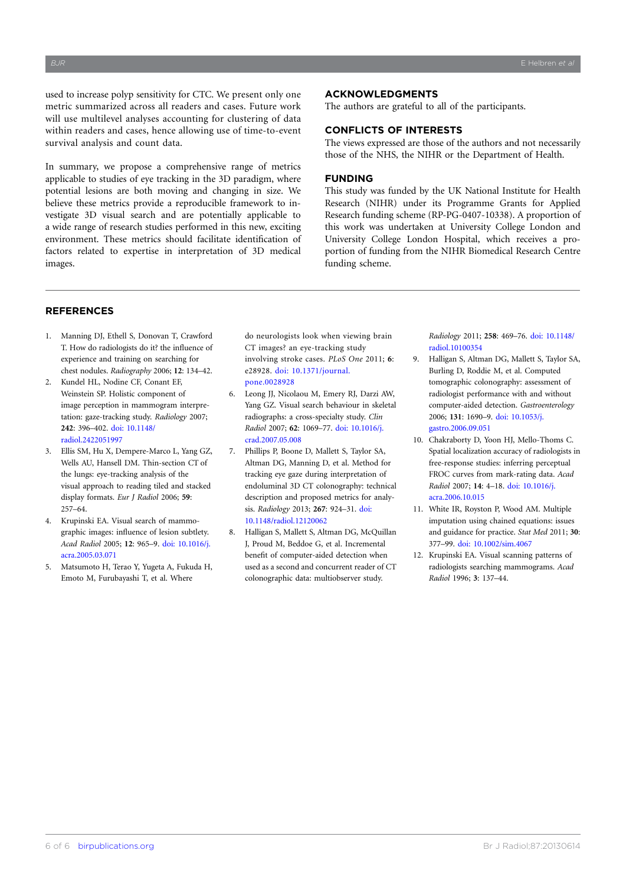used to increase polyp sensitivity for CTC. We present only one metric summarized across all readers and cases. Future work will use multilevel analyses accounting for clustering of data within readers and cases, hence allowing use of time-to-event survival analysis and count data.

In summary, we propose a comprehensive range of metrics applicable to studies of eye tracking in the 3D paradigm, where potential lesions are both moving and changing in size. We believe these metrics provide a reproducible framework to investigate 3D visual search and are potentially applicable to a wide range of research studies performed in this new, exciting environment. These metrics should facilitate identification of factors related to expertise in interpretation of 3D medical images.

## ACKNOWLEDGMENTS

The authors are grateful to all of the participants.

## CONFLICTS OF INTERESTS

The views expressed are those of the authors and not necessarily those of the NHS, the NIHR or the Department of Health.

## FUNDING

This study was funded by the UK National Institute for Health Research (NIHR) under its Programme Grants for Applied Research funding scheme (RP-PG-0407-10338). A proportion of this work was undertaken at University College London and University College London Hospital, which receives a proportion of funding from the NIHR Biomedical Research Centre funding scheme.

## REFERENCES

1. Manning DJ, Ethell S, Donovan T, Crawford T. How do radiologists do it? the influence of experience and training on searching for chest nodules. *Radiography* 2006; **12**: 134–42.
2. Kundel HL, Nodine CF, Conant EF, Weinstein SP. Holistic component of image perception in mammogram interpretation: gaze-tracking study. *Radiology* 2007; **242**: 396–402. doi: 10.1148/radiol.2422051997
3. Ellis SM, Hu X, Dempere-Marco L, Yang GZ, Wells AU, Hansell DM. Thin-section CT of the lungs: eye-tracking analysis of the visual approach to reading tiled and stacked display formats. *Eur J Radiol* 2006; **59**: 257–64.
4. Krupinski EA. Visual search of mammographic images: influence of lesion subtlety. *Acad Radiol* 2005; **12**: 965–9. doi: 10.1016/j.acra.2005.03.071
5. Matsumoto H, Terao Y, Yugeta A, Fukuda H, Emoto M, Furubayashi T, et al. Where do neurologists look when viewing brain CT images? an eye-tracking study involving stroke cases. *PLoS One* 2011; **6**: e28928. doi: 10.1371/journal.pone.0028928
6. Leong JJ, Nicolaou M, Emery RJ, Darzi AW, Yang GZ. Visual search behaviour in skeletal radiographs: a cross-specialty study. *Clin Radiol* 2007; **62**: 1069–77. doi: 10.1016/j.crad.2007.05.008
7. Phillips P, Boone D, Mallett S, Taylor SA, Altman DG, Manning D, et al. Method for tracking eye gaze during interpretation of endoluminal 3D CT colonography: technical description and proposed metrics for analysis. *Radiology* 2013; **267**: 924–31. doi: 10.1148/radiol.12120062
8. Halligan S, Mallett S, Altman DG, McQuillan J, Proud M, Beddoe G, et al. Incremental benefit of computer-aided detection when used as a second and concurrent reader of CT colonographic data: multiobserver study. *Radiology* 2011; **258**: 469–76. doi: 10.1148/radiol.10100354
9. Halligan S, Altman DG, Mallett S, Taylor SA, Burling D, Roddie M, et al. Computed tomographic colonography: assessment of radiologist performance with and without computer-aided detection. *Gastroenterology* 2006; **131**: 1690–9. doi: 10.1053/j.gastro.2006.09.051
10. Chakraborty D, Yoon HJ, Mello-Thoms C. Spatial localization accuracy of radiologists in free-response studies: inferring perceptual FROC curves from mark-rating data. *Acad Radiol* 2007; **14**: 4–18. doi: 10.1016/j.acra.2006.10.015
11. White IR, Royston P, Wood AM. Multiple imputation using chained equations: issues and guidance for practice. *Stat Med* 2011; **30**: 377–99. doi: 10.1002/sim.4067
12. Krupinski EA. Visual scanning patterns of radiologists searching mammograms. *Acad Radiol* 1996; **3**: 137–44.